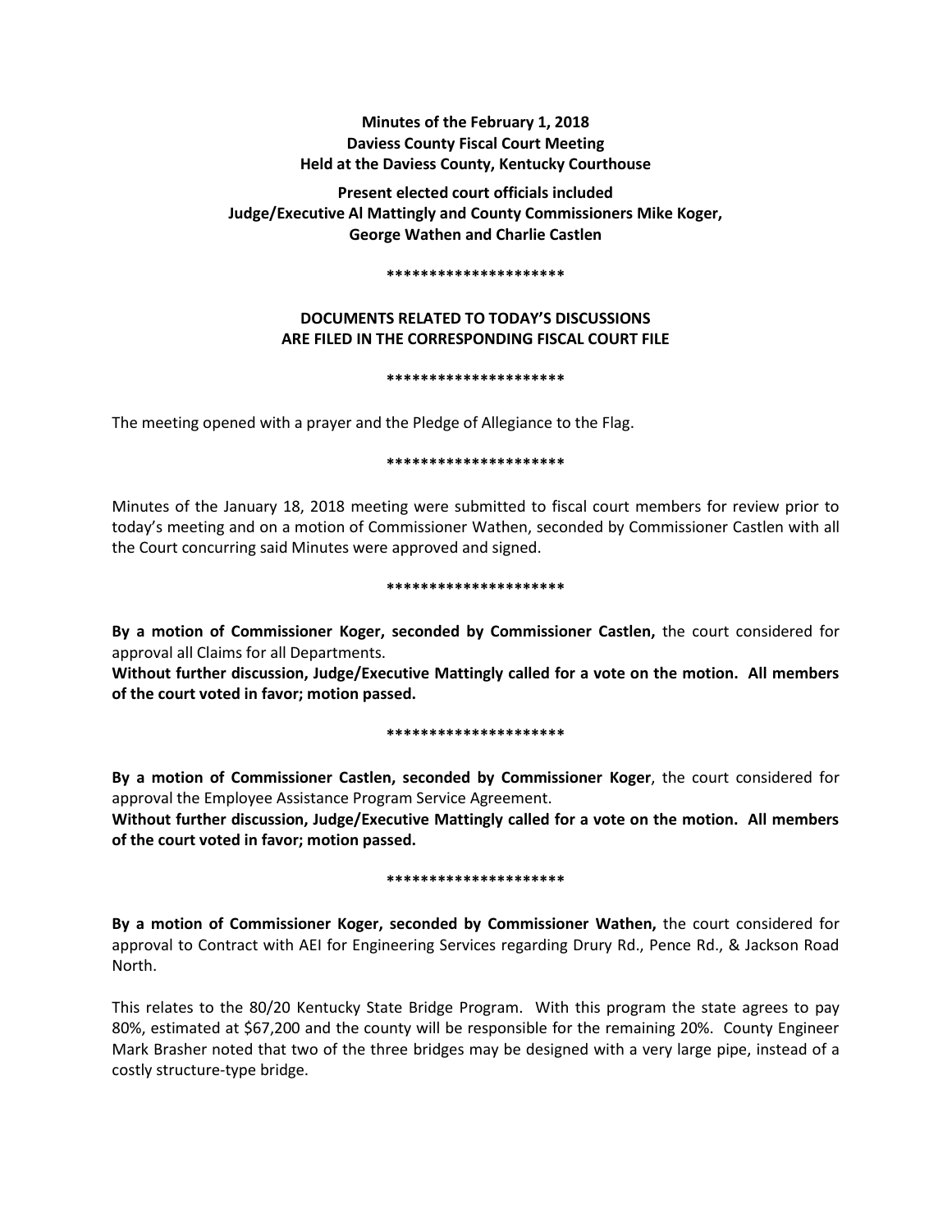**Minutes of the February 1, 2018**
**Daviess County Fiscal Court Meeting**
**Held at the Daviess County, Kentucky Courthouse**

**Present elected court officials included**
**Judge/Executive Al Mattingly and County Commissioners Mike Koger,**
**George Wathen and Charlie Castlen**

*********************

**DOCUMENTS RELATED TO TODAY'S DISCUSSIONS**
**ARE FILED IN THE CORRESPONDING FISCAL COURT FILE**

*********************

The meeting opened with a prayer and the Pledge of Allegiance to the Flag.

*********************

Minutes of the January 18, 2018 meeting were submitted to fiscal court members for review prior to today's meeting and on a motion of Commissioner Wathen, seconded by Commissioner Castlen with all the Court concurring said Minutes were approved and signed.

*********************

**By a motion of Commissioner Koger, seconded by Commissioner Castlen,** the court considered for approval all Claims for all Departments.

**Without further discussion, Judge/Executive Mattingly called for a vote on the motion. All members of the court voted in favor; motion passed.**

*********************

**By a motion of Commissioner Castlen, seconded by Commissioner Koger**, the court considered for approval the Employee Assistance Program Service Agreement.

**Without further discussion, Judge/Executive Mattingly called for a vote on the motion. All members of the court voted in favor; motion passed.**

*********************

**By a motion of Commissioner Koger, seconded by Commissioner Wathen,** the court considered for approval to Contract with AEI for Engineering Services regarding Drury Rd., Pence Rd., & Jackson Road North.

This relates to the 80/20 Kentucky State Bridge Program. With this program the state agrees to pay 80%, estimated at $67,200 and the county will be responsible for the remaining 20%. County Engineer Mark Brasher noted that two of the three bridges may be designed with a very large pipe, instead of a costly structure-type bridge.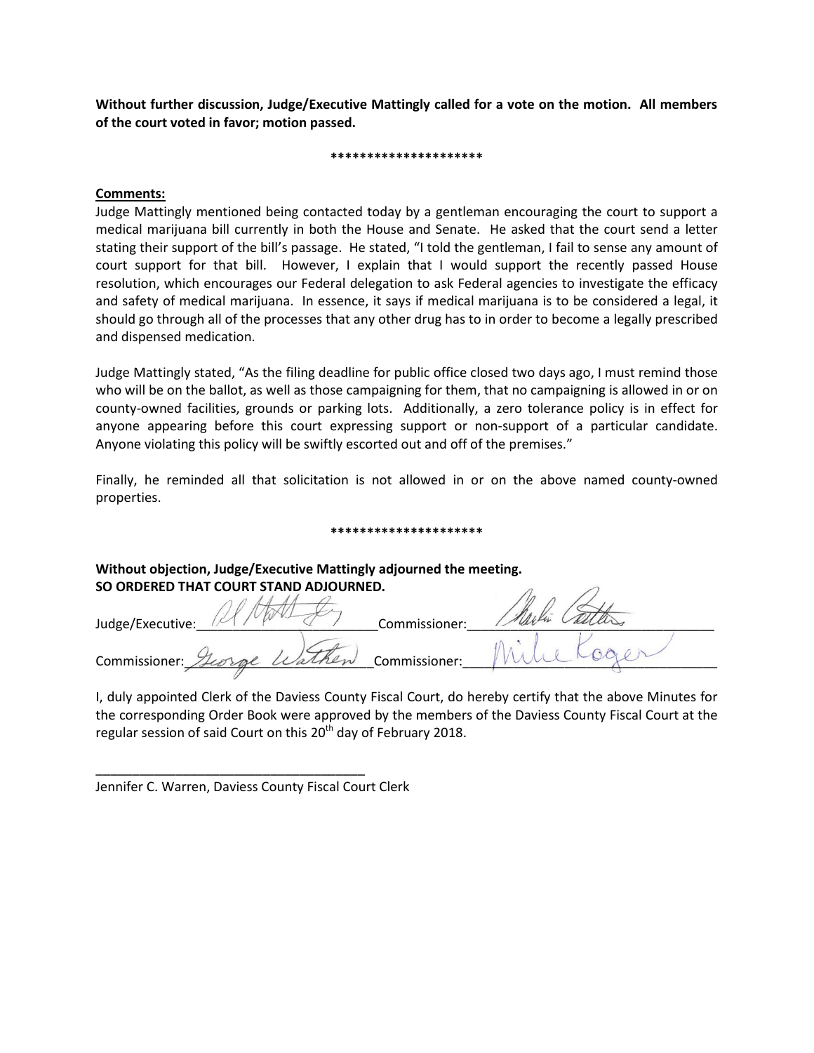**Without further discussion, Judge/Executive Mattingly called for a vote on the motion. All members of the court voted in favor; motion passed.**

**********************

**Comments:**

Judge Mattingly mentioned being contacted today by a gentleman encouraging the court to support a medical marijuana bill currently in both the House and Senate. He asked that the court send a letter stating their support of the bill's passage. He stated, "I told the gentleman, I fail to sense any amount of court support for that bill. However, I explain that I would support the recently passed House resolution, which encourages our Federal delegation to ask Federal agencies to investigate the efficacy and safety of medical marijuana. In essence, it says if medical marijuana is to be considered a legal, it should go through all of the processes that any other drug has to in order to become a legally prescribed and dispensed medication.

Judge Mattingly stated, "As the filing deadline for public office closed two days ago, I must remind those who will be on the ballot, as well as those campaigning for them, that no campaigning is allowed in or on county-owned facilities, grounds or parking lots. Additionally, a zero tolerance policy is in effect for anyone appearing before this court expressing support or non-support of a particular candidate. Anyone violating this policy will be swiftly escorted out and off of the premises."

Finally, he reminded all that solicitation is not allowed in or on the above named county-owned properties.

**********************

**Without objection, Judge/Executive Mattingly adjourned the meeting.**
**SO ORDERED THAT COURT STAND ADJOURNED.**

Judge/Executive: Al Mattingly Commissioner: Charlie Castlen

Commissioner: George Wathen Commissioner: Mike Koger

I, duly appointed Clerk of the Daviess County Fiscal Court, do hereby certify that the above Minutes for the corresponding Order Book were approved by the members of the Daviess County Fiscal Court at the regular session of said Court on this 20th day of February 2018.

_____________________________________
Jennifer C. Warren, Daviess County Fiscal Court Clerk